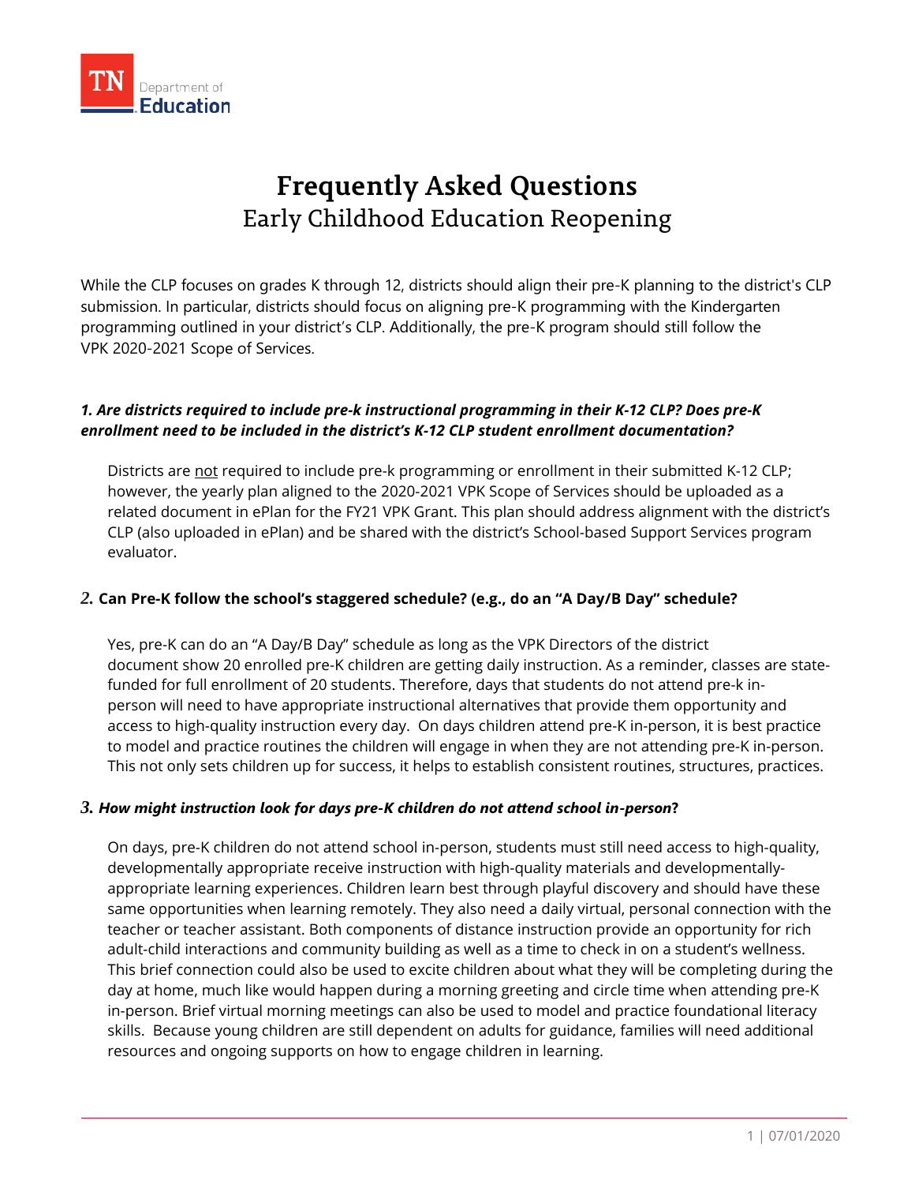# Frequently Asked Questions

## Early Childhood Education Reopening

While the CLP focuses on grades K through 12, districts should align their pre-K planning to the district's CLP submission. In particular, districts should focus on aligning pre-K programming with the Kindergarten programming outlined in your district's CLP. Additionally, the pre-K program should still follow the VPK 2020-2021 Scope of Services.

### *1. Are districts required to include pre-k instructional programming in their K-12 CLP? Does pre-K enrollment need to be included in the district's K-12 CLP student enrollment documentation?*

Districts are not required to include pre-k programming or enrollment in their submitted K-12 CLP; however, the yearly plan aligned to the 2020-2021 VPK Scope of Services should be uploaded as a related document in ePlan for the FY21 VPK Grant. This plan should address alignment with the district's CLP (also uploaded in ePlan) and be shared with the district's School-based Support Services program evaluator.

### 2. Can Pre-K follow the school's staggered schedule? (e.g., do an "A Day/B Day" schedule?

Yes, pre-K can do an "A Day/B Day" schedule as long as the VPK Directors of the district document show 20 enrolled pre-K children are getting daily instruction. As a reminder, classes are state-funded for full enrollment of 20 students. Therefore, days that students do not attend pre-k in-person will need to have appropriate instructional alternatives that provide them opportunity and access to high-quality instruction every day. On days children attend pre-K in-person, it is best practice to model and practice routines the children will engage in when they are not attending pre-K in-person. This not only sets children up for success, it helps to establish consistent routines, structures, practices.

### *3. How might instruction look for days pre-K children do not attend school in-person***?**

On days, pre-K children do not attend school in-person, students must still need access to high-quality, developmentally appropriate receive instruction with high-quality materials and developmentally-appropriate learning experiences. Children learn best through playful discovery and should have these same opportunities when learning remotely. They also need a daily virtual, personal connection with the teacher or teacher assistant. Both components of distance instruction provide an opportunity for rich adult-child interactions and community building as well as a time to check in on a student's wellness. This brief connection could also be used to excite children about what they will be completing during the day at home, much like would happen during a morning greeting and circle time when attending pre-K in-person. Brief virtual morning meetings can also be used to model and practice foundational literacy skills. Because young children are still dependent on adults for guidance, families will need additional resources and ongoing supports on how to engage children in learning.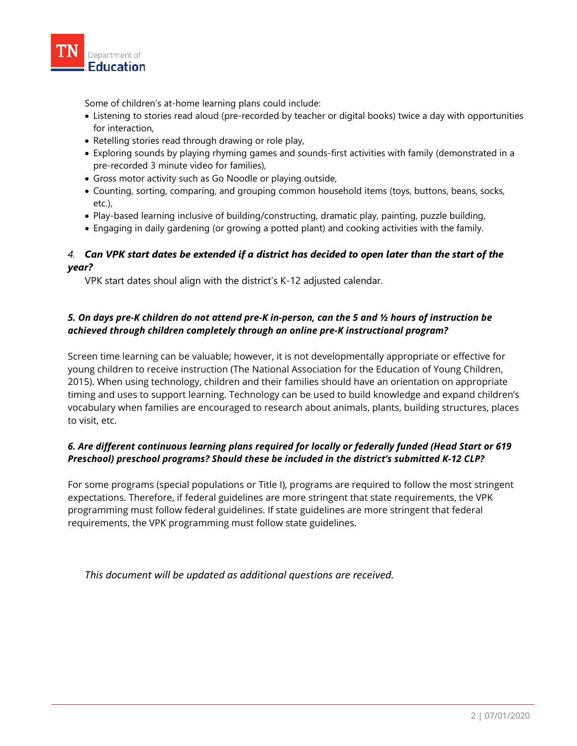Some of children's at-home learning plans could include:

- Listening to stories read aloud (pre-recorded by teacher or digital books) twice a day with opportunities for interaction,
- Retelling stories read through drawing or role play,
- Exploring sounds by playing rhyming games and sounds-first activities with family (demonstrated in a pre-recorded 3 minute video for families),
- Gross motor activity such as Go Noodle or playing outside,
- Counting, sorting, comparing, and grouping common household items (toys, buttons, beans, socks, etc.),
- Play-based learning inclusive of building/constructing, dramatic play, painting, puzzle building,
- Engaging in daily gardening (or growing a potted plant) and cooking activities with the family.

### *4. Can VPK start dates be extended if a district has decided to open later than the start of the year?*

VPK start dates shoul align with the district's K-12 adjusted calendar.

### *5. On days pre-K children do not attend pre-K in-person, can the 5 and ½ hours of instruction be achieved through children completely through an online pre-K instructional program?*

Screen time learning can be valuable; however, it is not developmentally appropriate or effective for young children to receive instruction (The National Association for the Education of Young Children, 2015). When using technology, children and their families should have an orientation on appropriate timing and uses to support learning. Technology can be used to build knowledge and expand children's vocabulary when families are encouraged to research about animals, plants, building structures, places to visit, etc.

### *6. Are different continuous learning plans required for locally or federally funded (Head Start or 619 Preschool) preschool programs? Should these be included in the district's submitted K-12 CLP?*

For some programs (special populations or Title I), programs are required to follow the most stringent expectations. Therefore, if federal guidelines are more stringent that state requirements, the VPK programming must follow federal guidelines. If state guidelines are more stringent that federal requirements, the VPK programming must follow state guidelines.

*This document will be updated as additional questions are received.*